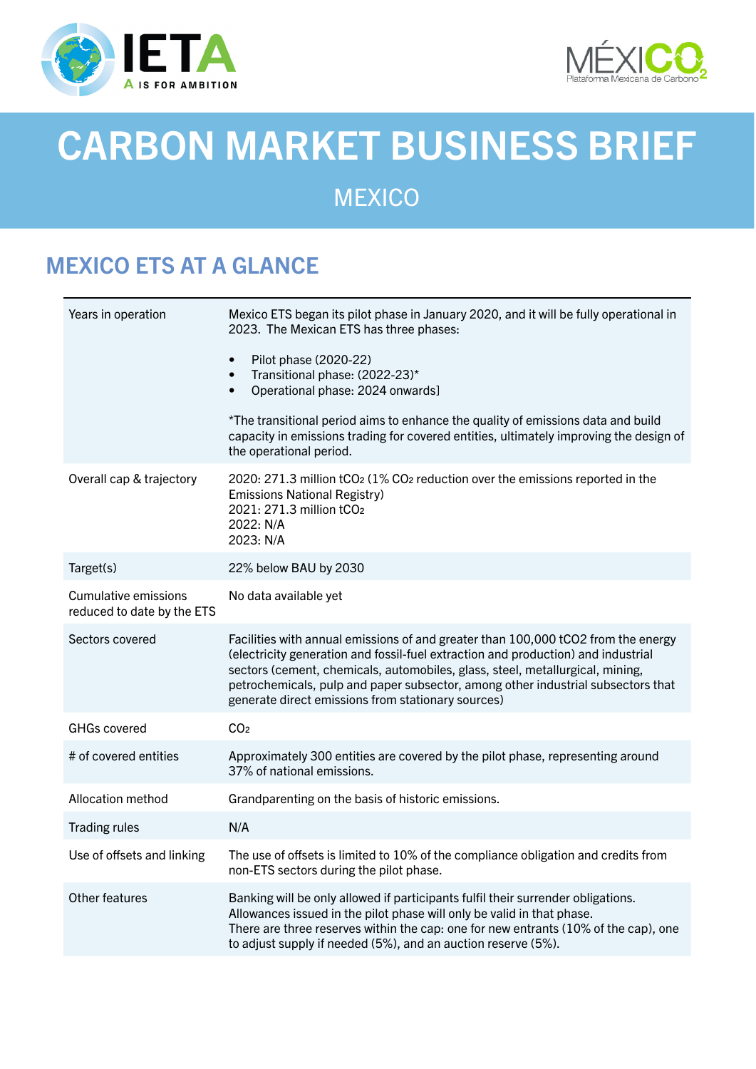# CARBON MARKET BUSINESS BRIEF

## MEXICO

## MEXICO ETS AT A GLANCE

| | |
|---|---|
| Years in operation | Mexico ETS began its pilot phase in January 2020, and it will be fully operational in 2023. The Mexican ETS has three phases:<br><br>• Pilot phase (2020-22)<br>• Transitional phase: (2022-23)*<br>• Operational phase: 2024 onwards]<br><br>*The transitional period aims to enhance the quality of emissions data and build capacity in emissions trading for covered entities, ultimately improving the design of the operational period. |
| Overall cap & trajectory | 2020: 271.3 million $tCO_2$ (1% $CO_2$ reduction over the emissions reported in the Emissions National Registry)<br>2021: 271.3 million $tCO_2$<br>2022: N/A<br>2023: N/A |
| Target(s) | 22% below BAU by 2030 |
| Cumulative emissions reduced to date by the ETS | No data available yet |
| Sectors covered | Facilities with annual emissions of and greater than 100,000 tCO2 from the energy (electricity generation and fossil-fuel extraction and production) and industrial sectors (cement, chemicals, automobiles, glass, steel, metallurgical, mining, petrochemicals, pulp and paper subsector, among other industrial subsectors that generate direct emissions from stationary sources) |
| GHGs covered | $CO_2$ |
| # of covered entities | Approximately 300 entities are covered by the pilot phase, representing around 37% of national emissions. |
| Allocation method | Grandparenting on the basis of historic emissions. |
| Trading rules | N/A |
| Use of offsets and linking | The use of offsets is limited to 10% of the compliance obligation and credits from non-ETS sectors during the pilot phase. |
| Other features | Banking will be only allowed if participants fulfil their surrender obligations.<br>Allowances issued in the pilot phase will only be valid in that phase.<br>There are three reserves within the cap: one for new entrants (10% of the cap), one to adjust supply if needed (5%), and an auction reserve (5%). |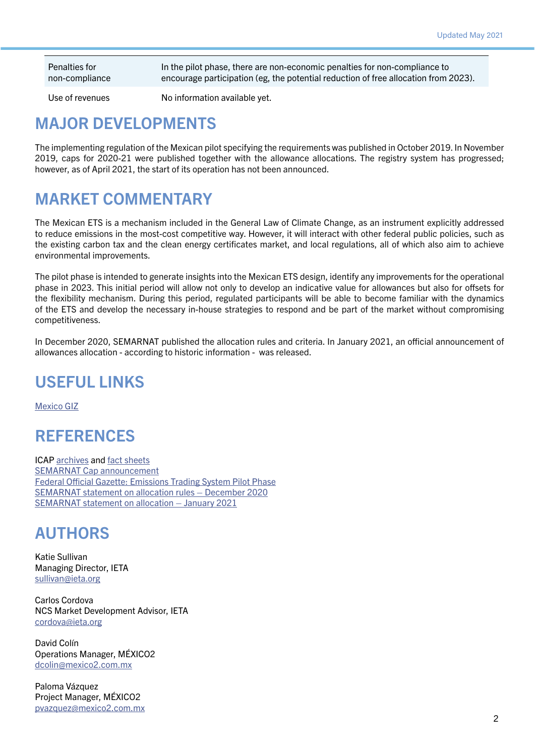| | |
|---|---|
| Penalties for non-compliance | In the pilot phase, there are non-economic penalties for non-compliance to encourage participation (eg, the potential reduction of free allocation from 2023). |
| Use of revenues | No information available yet. |

# MAJOR DEVELOPMENTS

The implementing regulation of the Mexican pilot specifying the requirements was published in October 2019. In November 2019, caps for 2020-21 were published together with the allowance allocations. The registry system has progressed; however, as of April 2021, the start of its operation has not been announced.

# MARKET COMMENTARY

The Mexican ETS is a mechanism included in the General Law of Climate Change, as an instrument explicitly addressed to reduce emissions in the most-cost competitive way. However, it will interact with other federal public policies, such as the existing carbon tax and the clean energy certificates market, and local regulations, all of which also aim to achieve environmental improvements.

The pilot phase is intended to generate insights into the Mexican ETS design, identify any improvements for the operational phase in 2023. This initial period will allow not only to develop an indicative value for allowances but also for offsets for the flexibility mechanism. During this period, regulated participants will be able to become familiar with the dynamics of the ETS and develop the necessary in-house strategies to respond and be part of the market without compromising competitiveness.

In December 2020, SEMARNAT published the allocation rules and criteria. In January 2021, an official announcement of allowances allocation - according to historic information - was released.

# USEFUL LINKS

Mexico GIZ

# REFERENCES

ICAP archives and fact sheets
SEMARNAT Cap announcement
Federal Official Gazette: Emissions Trading System Pilot Phase
SEMARNAT statement on allocation rules – December 2020
SEMARNAT statement on allocation – January 2021

# AUTHORS

Katie Sullivan
Managing Director, IETA
sullivan@ieta.org

Carlos Cordova
NCS Market Development Advisor, IETA
cordova@ieta.org

David Colín
Operations Manager, MÉXICO2
dcolin@mexico2.com.mx

Paloma Vázquez
Project Manager, MÉXICO2
pvazquez@mexico2.com.mx